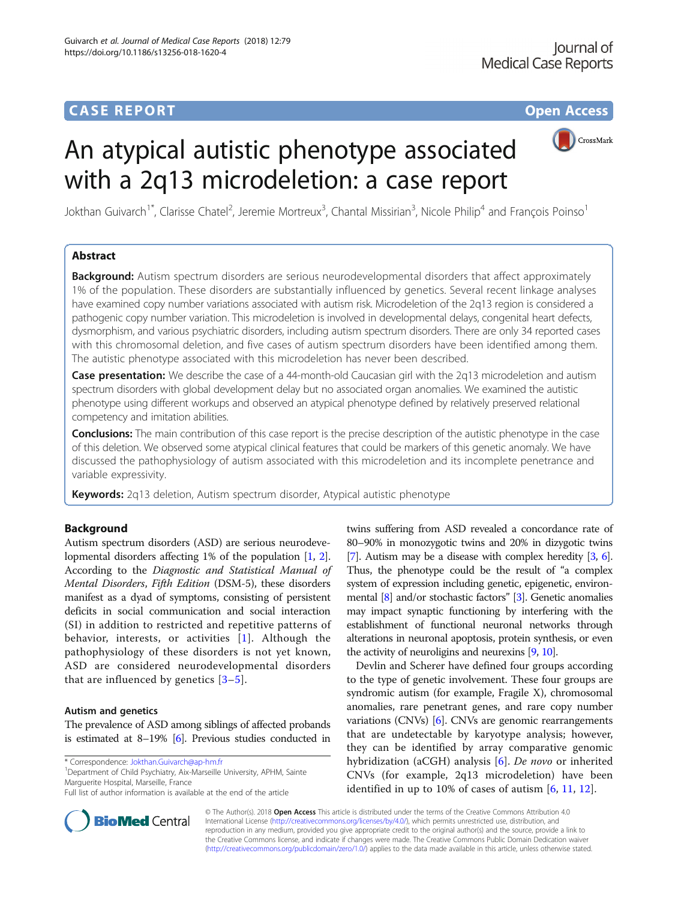CASE REPORT

Open Access

# An atypical autistic phenotype associated with a 2q13 microdeletion: a case report

Jokthan Guivarch[1*], Clarisse Chatel[2], Jeremie Mortreux[3], Chantal Missirian[3], Nicole Philip[4] and François Poinso[1]

## Abstract

**Background:** Autism spectrum disorders are serious neurodevelopmental disorders that affect approximately 1% of the population. These disorders are substantially influenced by genetics. Several recent linkage analyses have examined copy number variations associated with autism risk. Microdeletion of the 2q13 region is considered a pathogenic copy number variation. This microdeletion is involved in developmental delays, congenital heart defects, dysmorphism, and various psychiatric disorders, including autism spectrum disorders. There are only 34 reported cases with this chromosomal deletion, and five cases of autism spectrum disorders have been identified among them. The autistic phenotype associated with this microdeletion has never been described.

**Case presentation:** We describe the case of a 44-month-old Caucasian girl with the 2q13 microdeletion and autism spectrum disorders with global development delay but no associated organ anomalies. We examined the autistic phenotype using different workups and observed an atypical phenotype defined by relatively preserved relational competency and imitation abilities.

**Conclusions:** The main contribution of this case report is the precise description of the autistic phenotype in the case of this deletion. We observed some atypical clinical features that could be markers of this genetic anomaly. We have discussed the pathophysiology of autism associated with this microdeletion and its incomplete penetrance and variable expressivity.

**Keywords:** 2q13 deletion, Autism spectrum disorder, Atypical autistic phenotype

## Background

Autism spectrum disorders (ASD) are serious neurodevelopmental disorders affecting 1% of the population [1, 2]. According to the *Diagnostic and Statistical Manual of Mental Disorders*, *Fifth Edition* (DSM-5), these disorders manifest as a dyad of symptoms, consisting of persistent deficits in social communication and social interaction (SI) in addition to restricted and repetitive patterns of behavior, interests, or activities [1]. Although the pathophysiology of these disorders is not yet known, ASD are considered neurodevelopmental disorders that are influenced by genetics [3–5].

### Autism and genetics

The prevalence of ASD among siblings of affected probands is estimated at 8–19% [6]. Previous studies conducted in twins suffering from ASD revealed a concordance rate of 80–90% in monozygotic twins and 20% in dizygotic twins [7]. Autism may be a disease with complex heredity [3, 6]. Thus, the phenotype could be the result of "a complex system of expression including genetic, epigenetic, environmental [8] and/or stochastic factors" [3]. Genetic anomalies may impact synaptic functioning by interfering with the establishment of functional neuronal networks through alterations in neuronal apoptosis, protein synthesis, or even the activity of neuroligins and neurexins [9, 10].

Devlin and Scherer have defined four groups according to the type of genetic involvement. These four groups are syndromic autism (for example, Fragile X), chromosomal anomalies, rare penetrant genes, and rare copy number variations (CNVs) [6]. CNVs are genomic rearrangements that are undetectable by karyotype analysis; however, they can be identified by array comparative genomic hybridization (aCGH) analysis [6]. *De novo* or inherited CNVs (for example, 2q13 microdeletion) have been identified in up to 10% of cases of autism [6, 11, 12].

\* Correspondence: Jokthan.Guivarch@ap-hm.fr
[1]Department of Child Psychiatry, Aix-Marseille University, APHM, Sainte Marguerite Hospital, Marseille, France
Full list of author information is available at the end of the article

© The Author(s). 2018 **Open Access** This article is distributed under the terms of the Creative Commons Attribution 4.0 International License (http://creativecommons.org/licenses/by/4.0/), which permits unrestricted use, distribution, and reproduction in any medium, provided you give appropriate credit to the original author(s) and the source, provide a link to the Creative Commons license, and indicate if changes were made. The Creative Commons Public Domain Dedication waiver (http://creativecommons.org/publicdomain/zero/1.0/) applies to the data made available in this article, unless otherwise stated.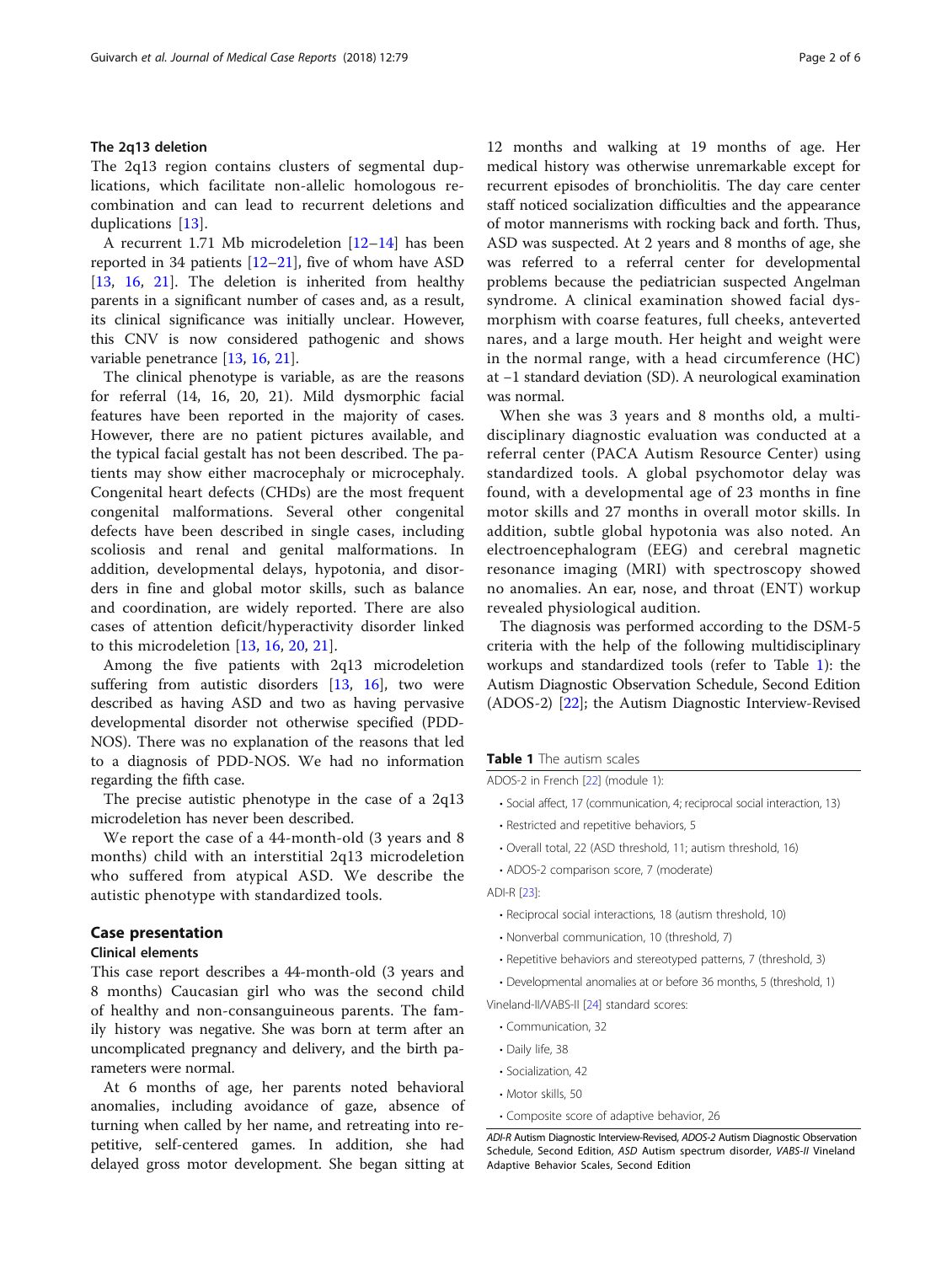### The 2q13 deletion

The 2q13 region contains clusters of segmental duplications, which facilitate non-allelic homologous recombination and can lead to recurrent deletions and duplications [13].

A recurrent 1.71 Mb microdeletion [12–14] has been reported in 34 patients [12–21], five of whom have ASD [13, 16, 21]. The deletion is inherited from healthy parents in a significant number of cases and, as a result, its clinical significance was initially unclear. However, this CNV is now considered pathogenic and shows variable penetrance [13, 16, 21].

The clinical phenotype is variable, as are the reasons for referral (14, 16, 20, 21). Mild dysmorphic facial features have been reported in the majority of cases. However, there are no patient pictures available, and the typical facial gestalt has not been described. The patients may show either macrocephaly or microcephaly. Congenital heart defects (CHDs) are the most frequent congenital malformations. Several other congenital defects have been described in single cases, including scoliosis and renal and genital malformations. In addition, developmental delays, hypotonia, and disorders in fine and global motor skills, such as balance and coordination, are widely reported. There are also cases of attention deficit/hyperactivity disorder linked to this microdeletion [13, 16, 20, 21].

Among the five patients with 2q13 microdeletion suffering from autistic disorders [13, 16], two were described as having ASD and two as having pervasive developmental disorder not otherwise specified (PDD-NOS). There was no explanation of the reasons that led to a diagnosis of PDD-NOS. We had no information regarding the fifth case.

The precise autistic phenotype in the case of a 2q13 microdeletion has never been described.

We report the case of a 44-month-old (3 years and 8 months) child with an interstitial 2q13 microdeletion who suffered from atypical ASD. We describe the autistic phenotype with standardized tools.

## Case presentation

### Clinical elements

This case report describes a 44-month-old (3 years and 8 months) Caucasian girl who was the second child of healthy and non-consanguineous parents. The family history was negative. She was born at term after an uncomplicated pregnancy and delivery, and the birth parameters were normal.

At 6 months of age, her parents noted behavioral anomalies, including avoidance of gaze, absence of turning when called by her name, and retreating into repetitive, self-centered games. In addition, she had delayed gross motor development. She began sitting at 12 months and walking at 19 months of age. Her medical history was otherwise unremarkable except for recurrent episodes of bronchiolitis. The day care center staff noticed socialization difficulties and the appearance of motor mannerisms with rocking back and forth. Thus, ASD was suspected. At 2 years and 8 months of age, she was referred to a referral center for developmental problems because the pediatrician suspected Angelman syndrome. A clinical examination showed facial dysmorphism with coarse features, full cheeks, anteverted nares, and a large mouth. Her height and weight were in the normal range, with a head circumference (HC) at −1 standard deviation (SD). A neurological examination was normal.

When she was 3 years and 8 months old, a multidisciplinary diagnostic evaluation was conducted at a referral center (PACA Autism Resource Center) using standardized tools. A global psychomotor delay was found, with a developmental age of 23 months in fine motor skills and 27 months in overall motor skills. In addition, subtle global hypotonia was also noted. An electroencephalogram (EEG) and cerebral magnetic resonance imaging (MRI) with spectroscopy showed no anomalies. An ear, nose, and throat (ENT) workup revealed physiological audition.

The diagnosis was performed according to the DSM-5 criteria with the help of the following multidisciplinary workups and standardized tools (refer to Table 1): the Autism Diagnostic Observation Schedule, Second Edition (ADOS-2) [22]; the Autism Diagnostic Interview-Revised

**Table 1** The autism scales

| |
|---|
| ADOS-2 in French [22] (module 1): |
| • Social affect, 17 (communication, 4; reciprocal social interaction, 13) |
| • Restricted and repetitive behaviors, 5 |
| • Overall total, 22 (ASD threshold, 11; autism threshold, 16) |
| • ADOS-2 comparison score, 7 (moderate) |
| ADI-R [23]: |
| • Reciprocal social interactions, 18 (autism threshold, 10) |
| • Nonverbal communication, 10 (threshold, 7) |
| • Repetitive behaviors and stereotyped patterns, 7 (threshold, 3) |
| • Developmental anomalies at or before 36 months, 5 (threshold, 1) |
| Vineland-II/VABS-II [24] standard scores: |
| • Communication, 32 |
| • Daily life, 38 |
| • Socialization, 42 |
| • Motor skills, 50 |
| • Composite score of adaptive behavior, 26 |

*ADI-R* Autism Diagnostic Interview-Revised, *ADOS-2* Autism Diagnostic Observation Schedule, Second Edition, *ASD* Autism spectrum disorder, *VABS-II* Vineland Adaptive Behavior Scales, Second Edition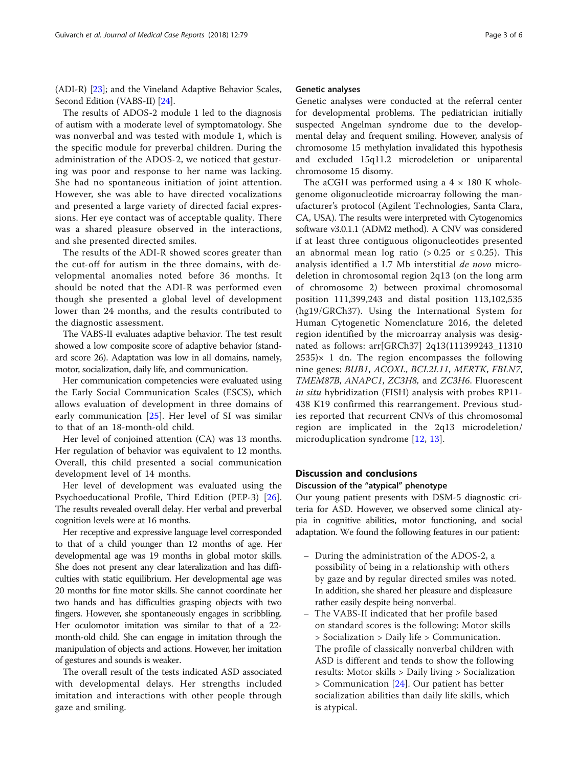(ADI-R) [23]; and the Vineland Adaptive Behavior Scales, Second Edition (VABS-II) [24].

The results of ADOS-2 module 1 led to the diagnosis of autism with a moderate level of symptomatology. She was nonverbal and was tested with module 1, which is the specific module for preverbal children. During the administration of the ADOS-2, we noticed that gesturing was poor and response to her name was lacking. She had no spontaneous initiation of joint attention. However, she was able to have directed vocalizations and presented a large variety of directed facial expressions. Her eye contact was of acceptable quality. There was a shared pleasure observed in the interactions, and she presented directed smiles.

The results of the ADI-R showed scores greater than the cut-off for autism in the three domains, with developmental anomalies noted before 36 months. It should be noted that the ADI-R was performed even though she presented a global level of development lower than 24 months, and the results contributed to the diagnostic assessment.

The VABS-II evaluates adaptive behavior. The test result showed a low composite score of adaptive behavior (standard score 26). Adaptation was low in all domains, namely, motor, socialization, daily life, and communication.

Her communication competencies were evaluated using the Early Social Communication Scales (ESCS), which allows evaluation of development in three domains of early communication [25]. Her level of SI was similar to that of an 18-month-old child.

Her level of conjoined attention (CA) was 13 months. Her regulation of behavior was equivalent to 12 months. Overall, this child presented a social communication development level of 14 months.

Her level of development was evaluated using the Psychoeducational Profile, Third Edition (PEP-3) [26]. The results revealed overall delay. Her verbal and preverbal cognition levels were at 16 months.

Her receptive and expressive language level corresponded to that of a child younger than 12 months of age. Her developmental age was 19 months in global motor skills. She does not present any clear lateralization and has difficulties with static equilibrium. Her developmental age was 20 months for fine motor skills. She cannot coordinate her two hands and has difficulties grasping objects with two fingers. However, she spontaneously engages in scribbling. Her oculomotor imitation was similar to that of a 22-month-old child. She can engage in imitation through the manipulation of objects and actions. However, her imitation of gestures and sounds is weaker.

The overall result of the tests indicated ASD associated with developmental delays. Her strengths included imitation and interactions with other people through gaze and smiling.

### Genetic analyses

Genetic analyses were conducted at the referral center for developmental problems. The pediatrician initially suspected Angelman syndrome due to the developmental delay and frequent smiling. However, analysis of chromosome 15 methylation invalidated this hypothesis and excluded 15q11.2 microdeletion or uniparental chromosome 15 disomy.

The aCGH was performed using a 4 × 180 K whole-genome oligonucleotide microarray following the manufacturer's protocol (Agilent Technologies, Santa Clara, CA, USA). The results were interpreted with Cytogenomics software v3.0.1.1 (ADM2 method). A CNV was considered if at least three contiguous oligonucleotides presented an abnormal mean log ratio (> 0.25 or ≤ 0.25). This analysis identified a 1.7 Mb interstitial *de novo* microdeletion in chromosomal region 2q13 (on the long arm of chromosome 2) between proximal chromosomal position 111,399,243 and distal position 113,102,535 (hg19/GRCh37). Using the International System for Human Cytogenetic Nomenclature 2016, the deleted region identified by the microarray analysis was designated as follows: arr[GRCh37] 2q13(111399243_113102535)× 1 dn. The region encompasses the following nine genes: *BUB1*, *ACOXL*, *BCL2L11*, *MERTK*, *FBLN7*, *TMEM87B*, *ANAPC1*, *ZC3H8*, and *ZC3H6*. Fluorescent *in situ* hybridization (FISH) analysis with probes RP11-438 K19 confirmed this rearrangement. Previous studies reported that recurrent CNVs of this chromosomal region are implicated in the 2q13 microdeletion/microduplication syndrome [12, 13].

## Discussion and conclusions

### Discussion of the "atypical" phenotype

Our young patient presents with DSM-5 diagnostic criteria for ASD. However, we observed some clinical atypia in cognitive abilities, motor functioning, and social adaptation. We found the following features in our patient:

- During the administration of the ADOS-2, a possibility of being in a relationship with others by gaze and by regular directed smiles was noted. In addition, she shared her pleasure and displeasure rather easily despite being nonverbal.
- The VABS-II indicated that her profile based on standard scores is the following: Motor skills > Socialization > Daily life > Communication. The profile of classically nonverbal children with ASD is different and tends to show the following results: Motor skills > Daily living > Socialization > Communication [24]. Our patient has better socialization abilities than daily life skills, which is atypical.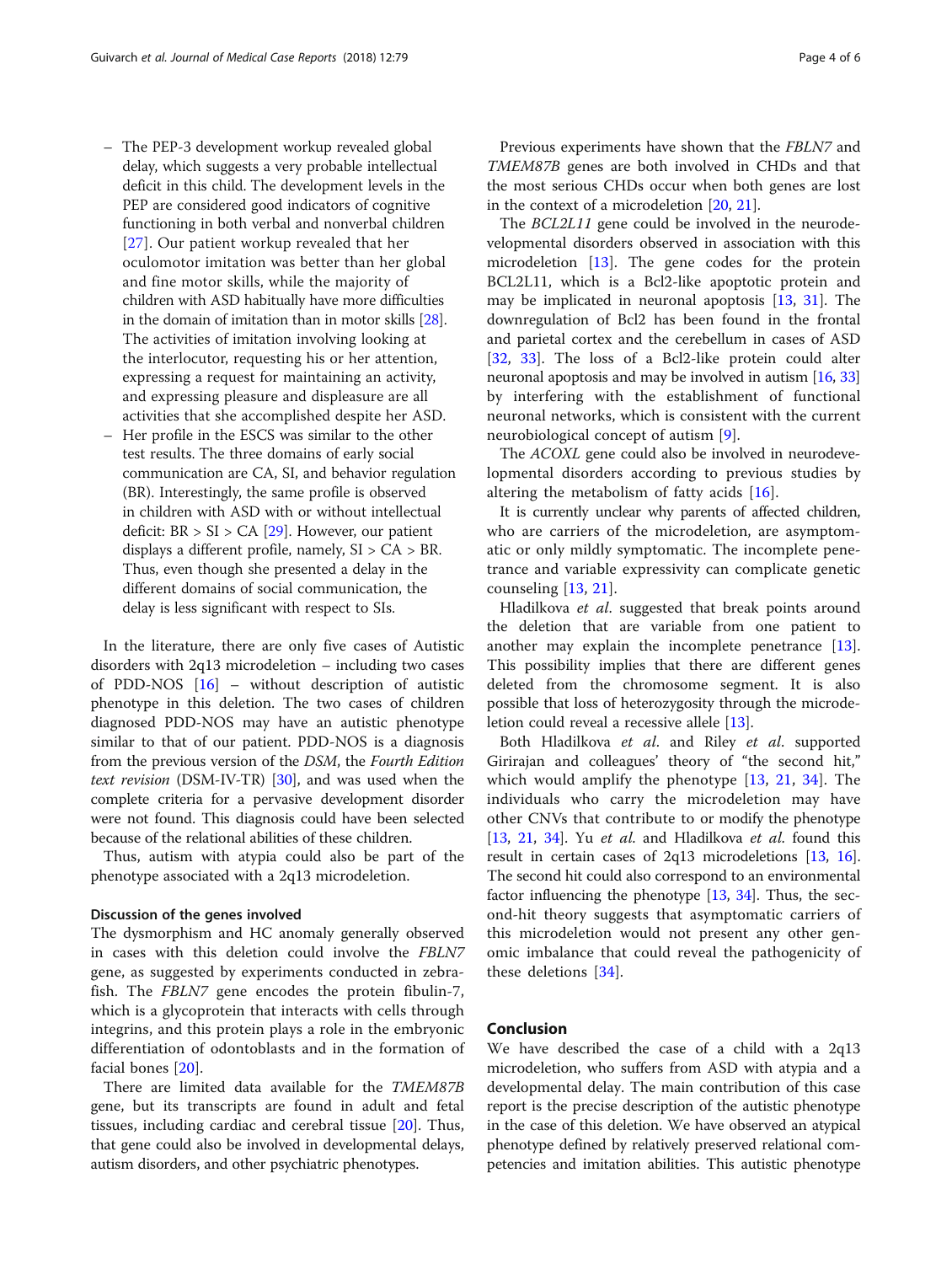- The PEP-3 development workup revealed global delay, which suggests a very probable intellectual deficit in this child. The development levels in the PEP are considered good indicators of cognitive functioning in both verbal and nonverbal children [27]. Our patient workup revealed that her oculomotor imitation was better than her global and fine motor skills, while the majority of children with ASD habitually have more difficulties in the domain of imitation than in motor skills [28]. The activities of imitation involving looking at the interlocutor, requesting his or her attention, expressing a request for maintaining an activity, and expressing pleasure and displeasure are all activities that she accomplished despite her ASD.
- Her profile in the ESCS was similar to the other test results. The three domains of early social communication are CA, SI, and behavior regulation (BR). Interestingly, the same profile is observed in children with ASD with or without intellectual deficit: BR > SI > CA [29]. However, our patient displays a different profile, namely, SI > CA > BR. Thus, even though she presented a delay in the different domains of social communication, the delay is less significant with respect to SIs.

In the literature, there are only five cases of Autistic disorders with 2q13 microdeletion – including two cases of PDD-NOS [16] – without description of autistic phenotype in this deletion. The two cases of children diagnosed PDD-NOS may have an autistic phenotype similar to that of our patient. PDD-NOS is a diagnosis from the previous version of the *DSM*, the *Fourth Edition text revision* (DSM-IV-TR) [30], and was used when the complete criteria for a pervasive development disorder were not found. This diagnosis could have been selected because of the relational abilities of these children.

Thus, autism with atypia could also be part of the phenotype associated with a 2q13 microdeletion.

#### Discussion of the genes involved

The dysmorphism and HC anomaly generally observed in cases with this deletion could involve the *FBLN7* gene, as suggested by experiments conducted in zebrafish. The *FBLN7* gene encodes the protein fibulin-7, which is a glycoprotein that interacts with cells through integrins, and this protein plays a role in the embryonic differentiation of odontoblasts and in the formation of facial bones [20].

There are limited data available for the *TMEM87B* gene, but its transcripts are found in adult and fetal tissues, including cardiac and cerebral tissue [20]. Thus, that gene could also be involved in developmental delays, autism disorders, and other psychiatric phenotypes.

Previous experiments have shown that the *FBLN7* and *TMEM87B* genes are both involved in CHDs and that the most serious CHDs occur when both genes are lost in the context of a microdeletion [20, 21].

The *BCL2L11* gene could be involved in the neurodevelopmental disorders observed in association with this microdeletion [13]. The gene codes for the protein BCL2L11, which is a Bcl2-like apoptotic protein and may be implicated in neuronal apoptosis [13, 31]. The downregulation of Bcl2 has been found in the frontal and parietal cortex and the cerebellum in cases of ASD [32, 33]. The loss of a Bcl2-like protein could alter neuronal apoptosis and may be involved in autism [16, 33] by interfering with the establishment of functional neuronal networks, which is consistent with the current neurobiological concept of autism [9].

The *ACOXL* gene could also be involved in neurodevelopmental disorders according to previous studies by altering the metabolism of fatty acids [16].

It is currently unclear why parents of affected children, who are carriers of the microdeletion, are asymptomatic or only mildly symptomatic. The incomplete penetrance and variable expressivity can complicate genetic counseling [13, 21].

Hladilkova *et al.* suggested that break points around the deletion that are variable from one patient to another may explain the incomplete penetrance [13]. This possibility implies that there are different genes deleted from the chromosome segment. It is also possible that loss of heterozygosity through the microdeletion could reveal a recessive allele [13].

Both Hladilkova *et al.* and Riley *et al.* supported Girirajan and colleagues' theory of "the second hit," which would amplify the phenotype [13, 21, 34]. The individuals who carry the microdeletion may have other CNVs that contribute to or modify the phenotype [13, 21, 34]. Yu *et al.* and Hladilkova *et al.* found this result in certain cases of 2q13 microdeletions [13, 16]. The second hit could also correspond to an environmental factor influencing the phenotype [13, 34]. Thus, the second-hit theory suggests that asymptomatic carriers of this microdeletion would not present any other genomic imbalance that could reveal the pathogenicity of these deletions [34].

## Conclusion

We have described the case of a child with a 2q13 microdeletion, who suffers from ASD with atypia and a developmental delay. The main contribution of this case report is the precise description of the autistic phenotype in the case of this deletion. We have observed an atypical phenotype defined by relatively preserved relational competencies and imitation abilities. This autistic phenotype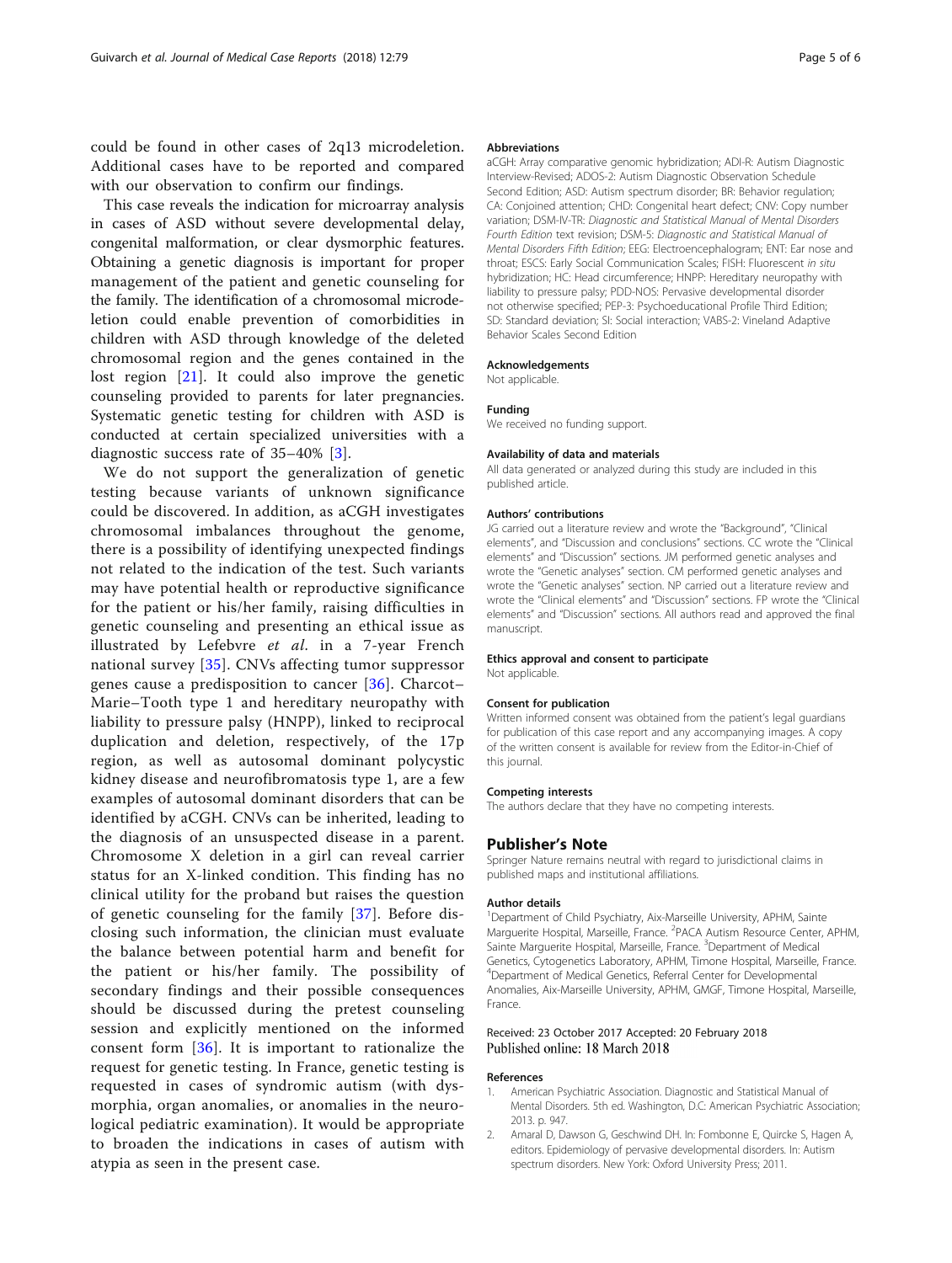could be found in other cases of 2q13 microdeletion. Additional cases have to be reported and compared with our observation to confirm our findings.

This case reveals the indication for microarray analysis in cases of ASD without severe developmental delay, congenital malformation, or clear dysmorphic features. Obtaining a genetic diagnosis is important for proper management of the patient and genetic counseling for the family. The identification of a chromosomal microdeletion could enable prevention of comorbidities in children with ASD through knowledge of the deleted chromosomal region and the genes contained in the lost region [21]. It could also improve the genetic counseling provided to parents for later pregnancies. Systematic genetic testing for children with ASD is conducted at certain specialized universities with a diagnostic success rate of 35–40% [3].

We do not support the generalization of genetic testing because variants of unknown significance could be discovered. In addition, as aCGH investigates chromosomal imbalances throughout the genome, there is a possibility of identifying unexpected findings not related to the indication of the test. Such variants may have potential health or reproductive significance for the patient or his/her family, raising difficulties in genetic counseling and presenting an ethical issue as illustrated by Lefebvre *et al*. in a 7-year French national survey [35]. CNVs affecting tumor suppressor genes cause a predisposition to cancer [36]. Charcot–Marie–Tooth type 1 and hereditary neuropathy with liability to pressure palsy (HNPP), linked to reciprocal duplication and deletion, respectively, of the 17p region, as well as autosomal dominant polycystic kidney disease and neurofibromatosis type 1, are a few examples of autosomal dominant disorders that can be identified by aCGH. CNVs can be inherited, leading to the diagnosis of an unsuspected disease in a parent. Chromosome X deletion in a girl can reveal carrier status for an X-linked condition. This finding has no clinical utility for the proband but raises the question of genetic counseling for the family [37]. Before disclosing such information, the clinician must evaluate the balance between potential harm and benefit for the patient or his/her family. The possibility of secondary findings and their possible consequences should be discussed during the pretest counseling session and explicitly mentioned on the informed consent form [36]. It is important to rationalize the request for genetic testing. In France, genetic testing is requested in cases of syndromic autism (with dysmorphia, organ anomalies, or anomalies in the neurological pediatric examination). It would be appropriate to broaden the indications in cases of autism with atypia as seen in the present case.

#### Abbreviations

aCGH: Array comparative genomic hybridization; ADI-R: Autism Diagnostic Interview-Revised; ADOS-2: Autism Diagnostic Observation Schedule Second Edition; ASD: Autism spectrum disorder; BR: Behavior regulation; CA: Conjoined attention; CHD: Congenital heart defect; CNV: Copy number variation; DSM-IV-TR: *Diagnostic and Statistical Manual of Mental Disorders Fourth Edition* text revision; DSM-5: *Diagnostic and Statistical Manual of Mental Disorders Fifth Edition*; EEG: Electroencephalogram; ENT: Ear nose and throat; ESCS: Early Social Communication Scales; FISH: Fluorescent *in situ* hybridization; HC: Head circumference; HNPP: Hereditary neuropathy with liability to pressure palsy; PDD-NOS: Pervasive developmental disorder not otherwise specified; PEP-3: Psychoeducational Profile Third Edition; SD: Standard deviation; SI: Social interaction; VABS-2: Vineland Adaptive Behavior Scales Second Edition

#### Acknowledgements

Not applicable.

#### Funding

We received no funding support.

#### Availability of data and materials

All data generated or analyzed during this study are included in this published article.

#### Authors' contributions

JG carried out a literature review and wrote the "Background", "Clinical elements", and "Discussion and conclusions" sections. CC wrote the "Clinical elements" and "Discussion" sections. JM performed genetic analyses and wrote the "Genetic analyses" section. CM performed genetic analyses and wrote the "Genetic analyses" section. NP carried out a literature review and wrote the "Clinical elements" and "Discussion" sections. FP wrote the "Clinical elements" and "Discussion" sections. All authors read and approved the final manuscript.

#### Ethics approval and consent to participate

Not applicable.

#### Consent for publication

Written informed consent was obtained from the patient's legal guardians for publication of this case report and any accompanying images. A copy of the written consent is available for review from the Editor-in-Chief of this journal.

#### Competing interests

The authors declare that they have no competing interests.

## Publisher's Note

Springer Nature remains neutral with regard to jurisdictional claims in published maps and institutional affiliations.

#### Author details

[1]Department of Child Psychiatry, Aix-Marseille University, APHM, Sainte Marguerite Hospital, Marseille, France. [2]PACA Autism Resource Center, APHM, Sainte Marguerite Hospital, Marseille, France. [3]Department of Medical Genetics, Cytogenetics Laboratory, APHM, Timone Hospital, Marseille, France. [4]Department of Medical Genetics, Referral Center for Developmental Anomalies, Aix-Marseille University, APHM, GMGF, Timone Hospital, Marseille, France.

Received: 23 October 2017 Accepted: 20 February 2018
Published online: 18 March 2018

#### References

1. American Psychiatric Association. Diagnostic and Statistical Manual of Mental Disorders. 5th ed. Washington, D.C: American Psychiatric Association; 2013. p. 947.
2. Amaral D, Dawson G, Geschwind DH. In: Fombonne E, Quircke S, Hagen A, editors. Epidemiology of pervasive developmental disorders. In: Autism spectrum disorders. New York: Oxford University Press; 2011.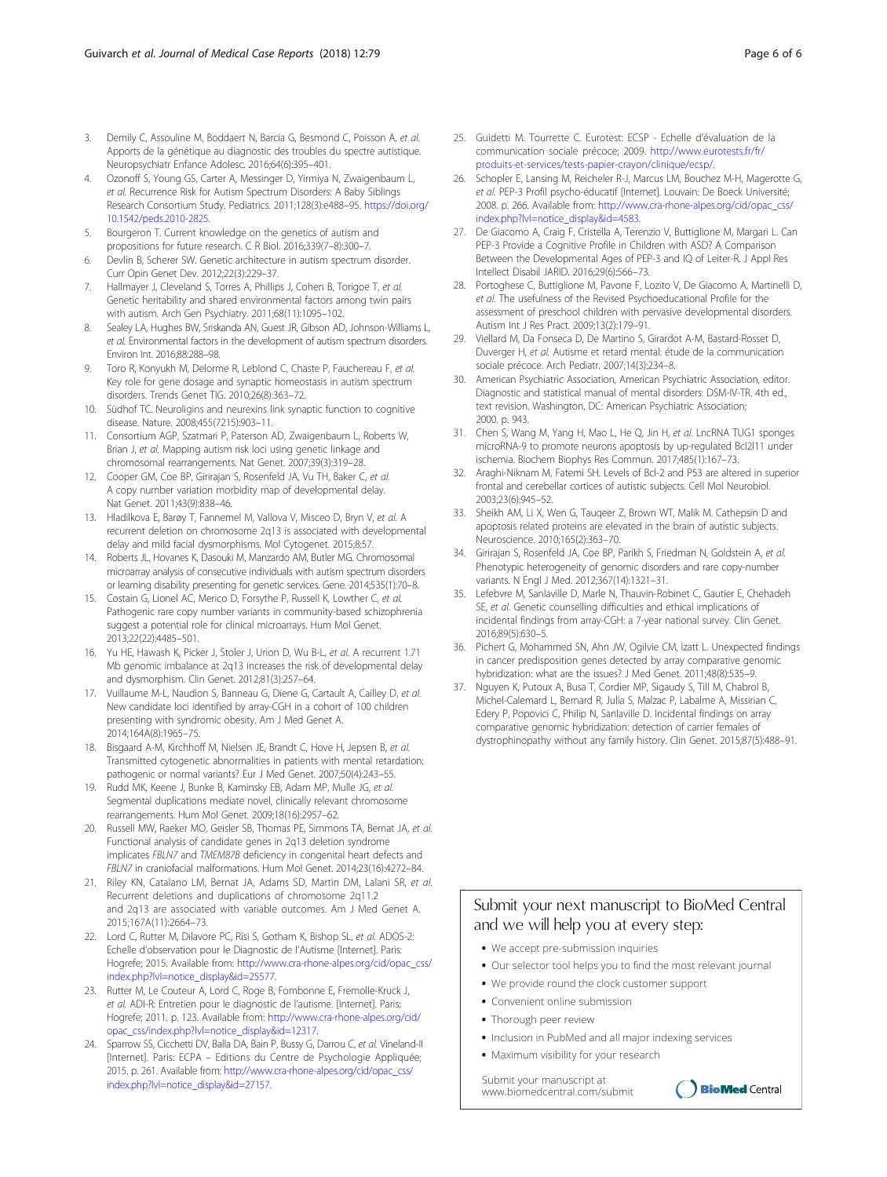3. Demily C, Assouline M, Boddaert N, Barcia G, Besmond C, Poisson A, *et al.* Apports de la génétique au diagnostic des troubles du spectre autistique. Neuropsychiatr Enfance Adolesc. 2016;64(6):395–401.
4. Ozonoff S, Young GS, Carter A, Messinger D, Yirmiya N, Zwaigenbaum L, *et al.* Recurrence Risk for Autism Spectrum Disorders: A Baby Siblings Research Consortium Study. Pediatrics. 2011;128(3):e488–95. https://doi.org/10.1542/peds.2010-2825.
5. Bourgeron T. Current knowledge on the genetics of autism and propositions for future research. C R Biol. 2016;339(7–8):300–7.
6. Devlin B, Scherer SW. Genetic architecture in autism spectrum disorder. Curr Opin Genet Dev. 2012;22(3):229–37.
7. Hallmayer J, Cleveland S, Torres A, Phillips J, Cohen B, Torigoe T, *et al.* Genetic heritability and shared environmental factors among twin pairs with autism. Arch Gen Psychiatry. 2011;68(11):1095–102.
8. Sealey LA, Hughes BW, Sriskanda AN, Guest JR, Gibson AD, Johnson-Williams L, *et al.* Environmental factors in the development of autism spectrum disorders. Environ Int. 2016;88:288–98.
9. Toro R, Konyukh M, Delorme R, Leblond C, Chaste P, Fauchereau F, *et al.* Key role for gene dosage and synaptic homeostasis in autism spectrum disorders. Trends Genet TIG. 2010;26(8):363–72.
10. Südhof TC. Neuroligins and neurexins link synaptic function to cognitive disease. Nature. 2008;455(7215):903–11.
11. Consortium AGP, Szatmari P, Paterson AD, Zwaigenbaum L, Roberts W, Brian J, *et al.* Mapping autism risk loci using genetic linkage and chromosomal rearrangements. Nat Genet. 2007;39(3):319–28.
12. Cooper GM, Coe BP, Girirajan S, Rosenfeld JA, Vu TH, Baker C, *et al.* A copy number variation morbidity map of developmental delay. Nat Genet. 2011;43(9):838–46.
13. Hladilkova E, Barøy T, Fannemel M, Vallova V, Misceo D, Bryn V, *et al.* A recurrent deletion on chromosome 2q13 is associated with developmental delay and mild facial dysmorphisms. Mol Cytogenet. 2015;8:57.
14. Roberts JL, Hovanes K, Dasouki M, Manzardo AM, Butler MG. Chromosomal microarray analysis of consecutive individuals with autism spectrum disorders or learning disability presenting for genetic services. Gene. 2014;535(1):70–8.
15. Costain G, Lionel AC, Merico D, Forsythe P, Russell K, Lowther C, *et al.* Pathogenic rare copy number variants in community-based schizophrenia suggest a potential role for clinical microarrays. Hum Mol Genet. 2013;22(22):4485–501.
16. Yu HE, Hawash K, Picker J, Stoler J, Urion D, Wu B-L, *et al.* A recurrent 1.71 Mb genomic imbalance at 2q13 increases the risk of developmental delay and dysmorphism. Clin Genet. 2012;81(3):257–64.
17. Vuillaume M-L, Naudion S, Banneau G, Diene G, Cartault A, Cailley D, *et al.* New candidate loci identified by array-CGH in a cohort of 100 children presenting with syndromic obesity. Am J Med Genet A. 2014;164A(8):1965–75.
18. Bisgaard A-M, Kirchhoff M, Nielsen JE, Brandt C, Hove H, Jepsen B, *et al.* Transmitted cytogenetic abnormalities in patients with mental retardation: pathogenic or normal variants? Eur J Med Genet. 2007;50(4):243–55.
19. Rudd MK, Keene J, Bunke B, Kaminsky EB, Adam MP, Mulle JG, *et al.* Segmental duplications mediate novel, clinically relevant chromosome rearrangements. Hum Mol Genet. 2009;18(16):2957–62.
20. Russell MW, Raeker MO, Geisler SB, Thomas PE, Simmons TA, Bernat JA, *et al.* Functional analysis of candidate genes in 2q13 deletion syndrome implicates *FBLN7* and *TMEM87B* deficiency in congenital heart defects and *FBLN7* in craniofacial malformations. Hum Mol Genet. 2014;23(16):4272–84.
21. Riley KN, Catalano LM, Bernat JA, Adams SD, Martin DM, Lalani SR, *et al.* Recurrent deletions and duplications of chromosome 2q11.2 and 2q13 are associated with variable outcomes. Am J Med Genet A. 2015;167A(11):2664–73.
22. Lord C, Rutter M, Dilavore PC, Risi S, Gotham K, Bishop SL, *et al.* ADOS-2: Echelle d'observation pour le Diagnostic de l'Autisme [Internet]. Paris: Hogrefe; 2015. Available from: http://www.cra-rhone-alpes.org/cid/opac_css/index.php?lvl=notice_display&id=25577.
23. Rutter M, Le Couteur A, Lord C, Roge B, Fombonne E, Fremolle-Kruck J, *et al.* ADI-R: Entretien pour le diagnostic de l'autisme. [Internet]. Paris: Hogrefe; 2011. p. 123. Available from: http://www.cra-rhone-alpes.org/cid/opac_css/index.php?lvl=notice_display&id=12317.
24. Sparrow SS, Cicchetti DV, Balla DA, Bain P, Bussy G, Darrou C, *et al.* Vineland-II [Internet]. Paris: ECPA – Editions du Centre de Psychologie Appliquée; 2015. p. 261. Available from: http://www.cra-rhone-alpes.org/cid/opac_css/index.php?lvl=notice_display&id=27157.
25. Guidetti M. Tourrette C. Eurotest: ECSP - Echelle d'évaluation de la communication sociale précoce; 2009. http://www.eurotests.fr/fr/produits-et-services/tests-papier-crayon/clinique/ecsp/.
26. Schopler E, Lansing M, Reicheler R-J, Marcus LM, Bouchez M-H, Magerotte G, *et al.* PEP-3 Profil psycho-éducatif [Internet]. Louvain: De Boeck Université; 2008. p. 266. Available from: http://www.cra-rhone-alpes.org/cid/opac_css/index.php?lvl=notice_display&id=4583.
27. De Giacomo A, Craig F, Cristella A, Terenzio V, Buttiglione M, Margari L. Can PEP-3 Provide a Cognitive Profile in Children with ASD? A Comparison Between the Developmental Ages of PEP-3 and IQ of Leiter-R. J Appl Res Intellect Disabil JARID. 2016;29(6):566–73.
28. Portoghese C, Buttiglione M, Pavone F, Lozito V, De Giacomo A, Martinelli D, *et al.* The usefulness of the Revised Psychoeducational Profile for the assessment of preschool children with pervasive developmental disorders. Autism Int J Res Pract. 2009;13(2):179–91.
29. Viellard M, Da Fonseca D, De Martino S, Girardot A-M, Bastard-Rosset D, Duverger H, *et al.* Autisme et retard mental: étude de la communication sociale précoce. Arch Pediatr. 2007;14(3):234–8.
30. American Psychiatric Association, American Psychiatric Association, editor. Diagnostic and statistical manual of mental disorders: DSM-IV-TR. 4th ed., text revision. Washington, DC: American Psychiatric Association; 2000. p. 943.
31. Chen S, Wang M, Yang H, Mao L, He Q, Jin H, *et al.* LncRNA TUG1 sponges microRNA-9 to promote neurons apoptosis by up-regulated Bcl2l11 under ischemia. Biochem Biophys Res Commun. 2017;485(1):167–73.
32. Araghi-Niknam M, Fatemi SH. Levels of Bcl-2 and P53 are altered in superior frontal and cerebellar cortices of autistic subjects. Cell Mol Neurobiol. 2003;23(6):945–52.
33. Sheikh AM, Li X, Wen G, Tauqeer Z, Brown WT, Malik M. Cathepsin D and apoptosis related proteins are elevated in the brain of autistic subjects. Neuroscience. 2010;165(2):363–70.
34. Girirajan S, Rosenfeld JA, Coe BP, Parikh S, Friedman N, Goldstein A, *et al.* Phenotypic heterogeneity of genomic disorders and rare copy-number variants. N Engl J Med. 2012;367(14):1321–31.
35. Lefebvre M, Sanlaville D, Marle N, Thauvin-Robinet C, Gautier E, Chehadeh SE, *et al.* Genetic counselling difficulties and ethical implications of incidental findings from array-CGH: a 7-year national survey. Clin Genet. 2016;89(5):630–5.
36. Pichert G, Mohammed SN, Ahn JW, Ogilvie CM, Izatt L. Unexpected findings in cancer predisposition genes detected by array comparative genomic hybridization: what are the issues? J Med Genet. 2011;48(8):535–9.
37. Nguyen K, Putoux A, Busa T, Cordier MP, Sigaudy S, Till M, Chabrol B, Michel-Calemard L, Bernard R, Julia S, Malzac P, Labalme A, Missirian C, Edery P, Popovici C, Philip N, Sanlaville D. Incidental findings on array comparative genomic hybridization: detection of carrier females of dystrophinopathy without any family history. Clin Genet. 2015;87(5):488–91.

Submit your next manuscript to BioMed Central and we will help you at every step:

- We accept pre-submission inquiries
- Our selector tool helps you to find the most relevant journal
- We provide round the clock customer support
- Convenient online submission
- Thorough peer review
- Inclusion in PubMed and all major indexing services
- Maximum visibility for your research

Submit your manuscript at www.biomedcentral.com/submit

BioMed Central